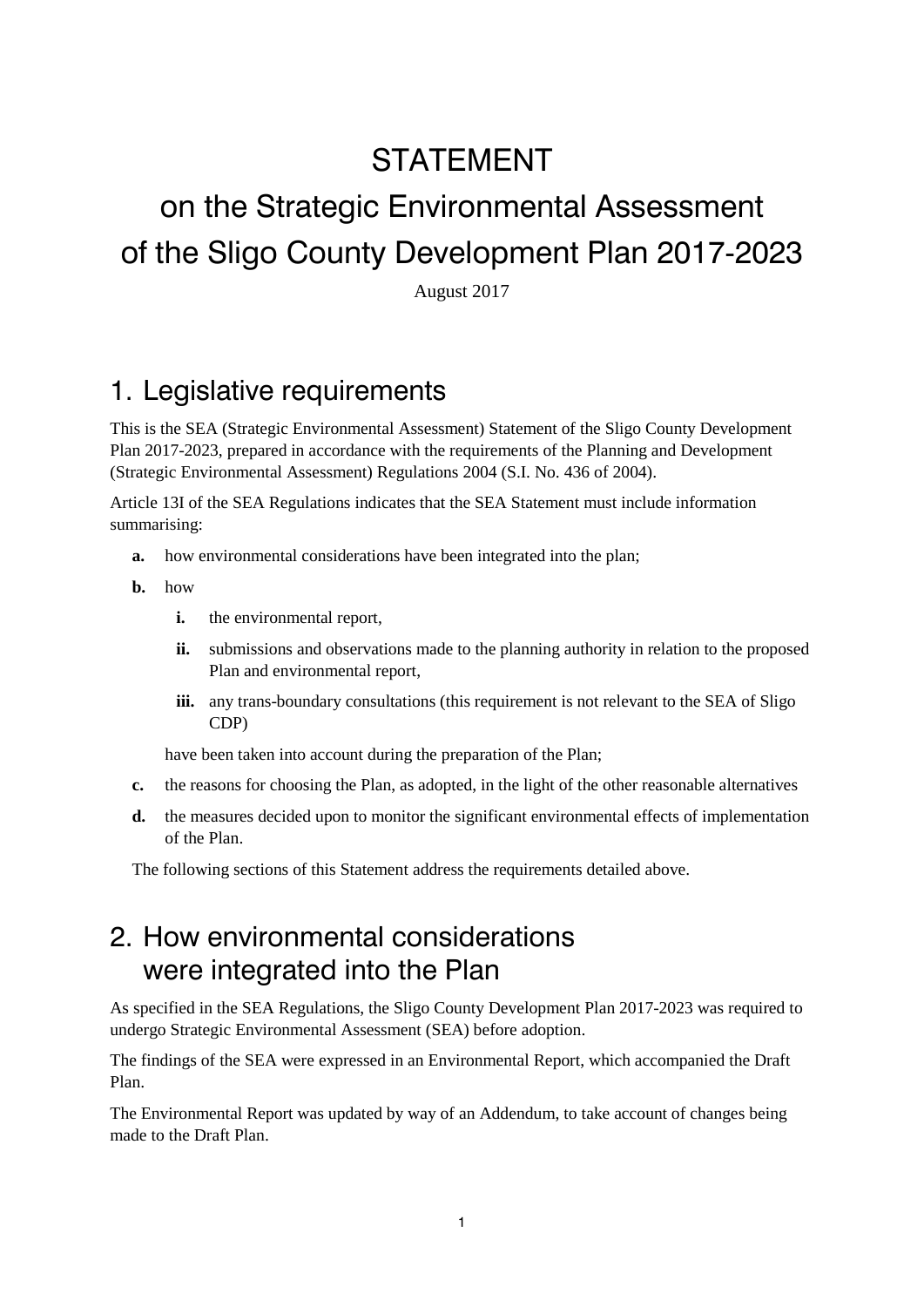# STATEMENT

# on the Strategic Environmental Assessment of the Sligo County Development Plan 2017-2023

August 2017

## 1. Legislative requirements

This is the SEA (Strategic Environmental Assessment) Statement of the Sligo County Development Plan 2017-2023, prepared in accordance with the requirements of the Planning and Development (Strategic Environmental Assessment) Regulations 2004 (S.I. No. 436 of 2004).

Article 13I of the SEA Regulations indicates that the SEA Statement must include information summarising:

- **a.** how environmental considerations have been integrated into the plan;
- **b.** how
  - **i.** the environmental report,
  - **ii.** submissions and observations made to the planning authority in relation to the proposed Plan and environmental report,
  - **iii.** any trans-boundary consultations (this requirement is not relevant to the SEA of Sligo CDP)

  have been taken into account during the preparation of the Plan;
- **c.** the reasons for choosing the Plan, as adopted, in the light of the other reasonable alternatives
- **d.** the measures decided upon to monitor the significant environmental effects of implementation of the Plan.

The following sections of this Statement address the requirements detailed above.

## 2. How environmental considerations were integrated into the Plan

As specified in the SEA Regulations, the Sligo County Development Plan 2017-2023 was required to undergo Strategic Environmental Assessment (SEA) before adoption.

The findings of the SEA were expressed in an Environmental Report, which accompanied the Draft Plan.

The Environmental Report was updated by way of an Addendum, to take account of changes being made to the Draft Plan.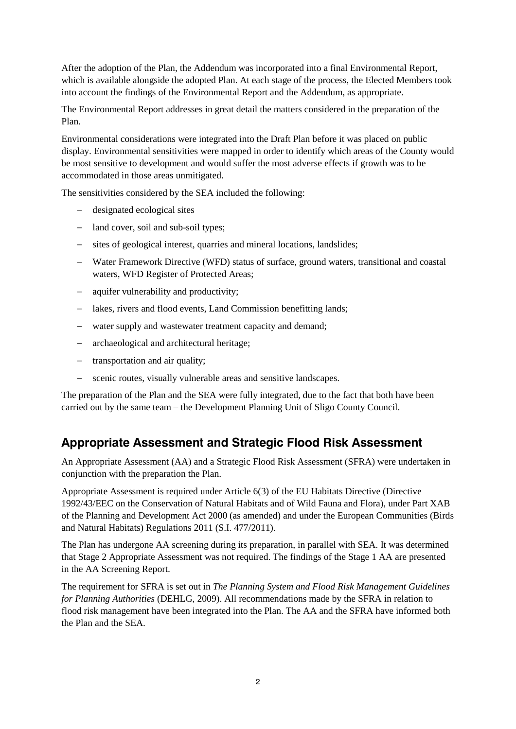After the adoption of the Plan, the Addendum was incorporated into a final Environmental Report, which is available alongside the adopted Plan. At each stage of the process, the Elected Members took into account the findings of the Environmental Report and the Addendum, as appropriate.

The Environmental Report addresses in great detail the matters considered in the preparation of the Plan.

Environmental considerations were integrated into the Draft Plan before it was placed on public display. Environmental sensitivities were mapped in order to identify which areas of the County would be most sensitive to development and would suffer the most adverse effects if growth was to be accommodated in those areas unmitigated.

The sensitivities considered by the SEA included the following:

- designated ecological sites
- land cover, soil and sub-soil types;
- sites of geological interest, quarries and mineral locations, landslides;
- Water Framework Directive (WFD) status of surface, ground waters, transitional and coastal waters, WFD Register of Protected Areas;
- aquifer vulnerability and productivity;
- lakes, rivers and flood events, Land Commission benefitting lands;
- water supply and wastewater treatment capacity and demand;
- archaeological and architectural heritage;
- transportation and air quality;
- scenic routes, visually vulnerable areas and sensitive landscapes.

The preparation of the Plan and the SEA were fully integrated, due to the fact that both have been carried out by the same team – the Development Planning Unit of Sligo County Council.

## Appropriate Assessment and Strategic Flood Risk Assessment

An Appropriate Assessment (AA) and a Strategic Flood Risk Assessment (SFRA) were undertaken in conjunction with the preparation the Plan.

Appropriate Assessment is required under Article 6(3) of the EU Habitats Directive (Directive 1992/43/EEC on the Conservation of Natural Habitats and of Wild Fauna and Flora), under Part XAB of the Planning and Development Act 2000 (as amended) and under the European Communities (Birds and Natural Habitats) Regulations 2011 (S.I. 477/2011).

The Plan has undergone AA screening during its preparation, in parallel with SEA. It was determined that Stage 2 Appropriate Assessment was not required. The findings of the Stage 1 AA are presented in the AA Screening Report.

The requirement for SFRA is set out in *The Planning System and Flood Risk Management Guidelines for Planning Authorities* (DEHLG, 2009). All recommendations made by the SFRA in relation to flood risk management have been integrated into the Plan. The AA and the SFRA have informed both the Plan and the SEA.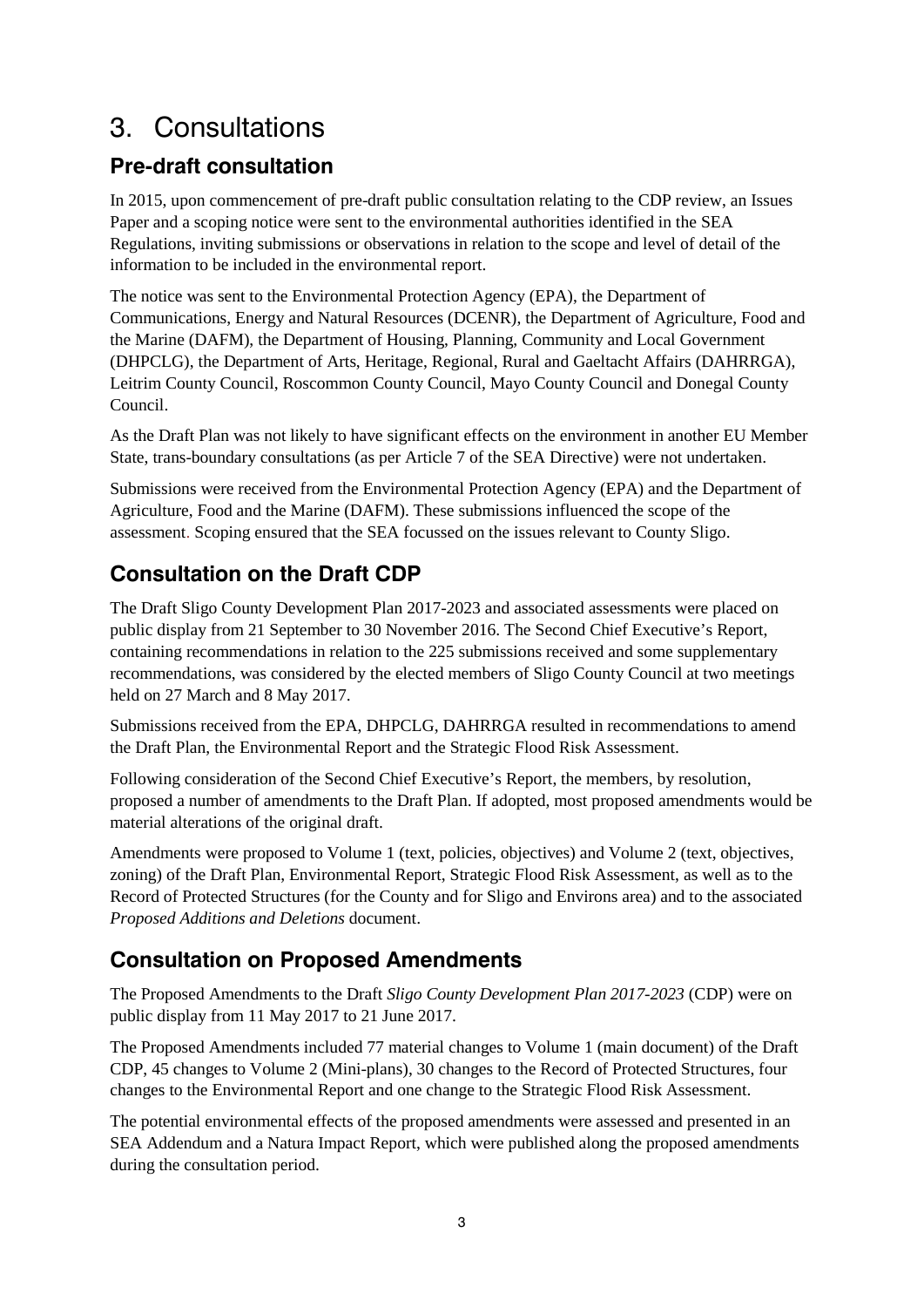# 3. Consultations

## Pre-draft consultation

In 2015, upon commencement of pre-draft public consultation relating to the CDP review, an Issues Paper and a scoping notice were sent to the environmental authorities identified in the SEA Regulations, inviting submissions or observations in relation to the scope and level of detail of the information to be included in the environmental report.

The notice was sent to the Environmental Protection Agency (EPA), the Department of Communications, Energy and Natural Resources (DCENR), the Department of Agriculture, Food and the Marine (DAFM), the Department of Housing, Planning, Community and Local Government (DHPCLG), the Department of Arts, Heritage, Regional, Rural and Gaeltacht Affairs (DAHRRGA), Leitrim County Council, Roscommon County Council, Mayo County Council and Donegal County Council.

As the Draft Plan was not likely to have significant effects on the environment in another EU Member State, trans-boundary consultations (as per Article 7 of the SEA Directive) were not undertaken.

Submissions were received from the Environmental Protection Agency (EPA) and the Department of Agriculture, Food and the Marine (DAFM). These submissions influenced the scope of the assessment. Scoping ensured that the SEA focussed on the issues relevant to County Sligo.

## Consultation on the Draft CDP

The Draft Sligo County Development Plan 2017-2023 and associated assessments were placed on public display from 21 September to 30 November 2016. The Second Chief Executive's Report, containing recommendations in relation to the 225 submissions received and some supplementary recommendations, was considered by the elected members of Sligo County Council at two meetings held on 27 March and 8 May 2017.

Submissions received from the EPA, DHPCLG, DAHRRGA resulted in recommendations to amend the Draft Plan, the Environmental Report and the Strategic Flood Risk Assessment.

Following consideration of the Second Chief Executive's Report, the members, by resolution, proposed a number of amendments to the Draft Plan. If adopted, most proposed amendments would be material alterations of the original draft.

Amendments were proposed to Volume 1 (text, policies, objectives) and Volume 2 (text, objectives, zoning) of the Draft Plan, Environmental Report, Strategic Flood Risk Assessment, as well as to the Record of Protected Structures (for the County and for Sligo and Environs area) and to the associated *Proposed Additions and Deletions* document.

## Consultation on Proposed Amendments

The Proposed Amendments to the Draft *Sligo County Development Plan 2017-2023* (CDP) were on public display from 11 May 2017 to 21 June 2017.

The Proposed Amendments included 77 material changes to Volume 1 (main document) of the Draft CDP, 45 changes to Volume 2 (Mini-plans), 30 changes to the Record of Protected Structures, four changes to the Environmental Report and one change to the Strategic Flood Risk Assessment.

The potential environmental effects of the proposed amendments were assessed and presented in an SEA Addendum and a Natura Impact Report, which were published along the proposed amendments during the consultation period.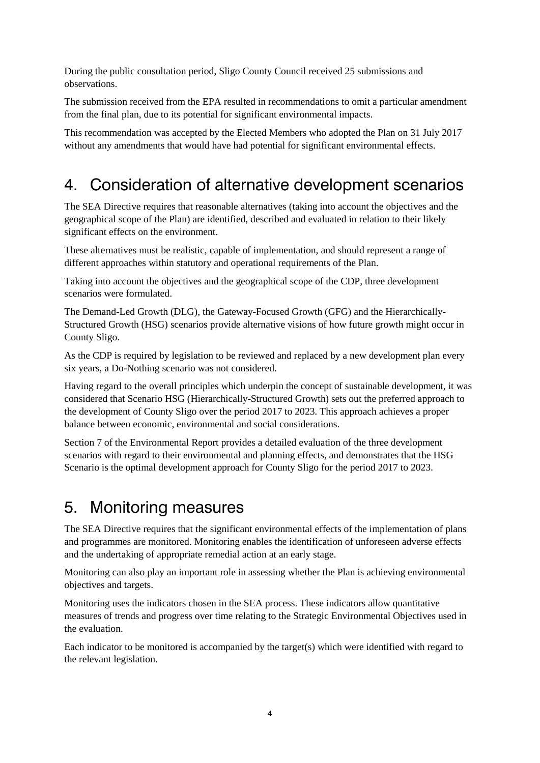During the public consultation period, Sligo County Council received 25 submissions and observations.

The submission received from the EPA resulted in recommendations to omit a particular amendment from the final plan, due to its potential for significant environmental impacts.

This recommendation was accepted by the Elected Members who adopted the Plan on 31 July 2017 without any amendments that would have had potential for significant environmental effects.

## 4. Consideration of alternative development scenarios

The SEA Directive requires that reasonable alternatives (taking into account the objectives and the geographical scope of the Plan) are identified, described and evaluated in relation to their likely significant effects on the environment.

These alternatives must be realistic, capable of implementation, and should represent a range of different approaches within statutory and operational requirements of the Plan.

Taking into account the objectives and the geographical scope of the CDP, three development scenarios were formulated.

The Demand-Led Growth (DLG), the Gateway-Focused Growth (GFG) and the Hierarchically-Structured Growth (HSG) scenarios provide alternative visions of how future growth might occur in County Sligo.

As the CDP is required by legislation to be reviewed and replaced by a new development plan every six years, a Do-Nothing scenario was not considered.

Having regard to the overall principles which underpin the concept of sustainable development, it was considered that Scenario HSG (Hierarchically-Structured Growth) sets out the preferred approach to the development of County Sligo over the period 2017 to 2023. This approach achieves a proper balance between economic, environmental and social considerations.

Section 7 of the Environmental Report provides a detailed evaluation of the three development scenarios with regard to their environmental and planning effects, and demonstrates that the HSG Scenario is the optimal development approach for County Sligo for the period 2017 to 2023.

## 5. Monitoring measures

The SEA Directive requires that the significant environmental effects of the implementation of plans and programmes are monitored. Monitoring enables the identification of unforeseen adverse effects and the undertaking of appropriate remedial action at an early stage.

Monitoring can also play an important role in assessing whether the Plan is achieving environmental objectives and targets.

Monitoring uses the indicators chosen in the SEA process. These indicators allow quantitative measures of trends and progress over time relating to the Strategic Environmental Objectives used in the evaluation.

Each indicator to be monitored is accompanied by the target(s) which were identified with regard to the relevant legislation.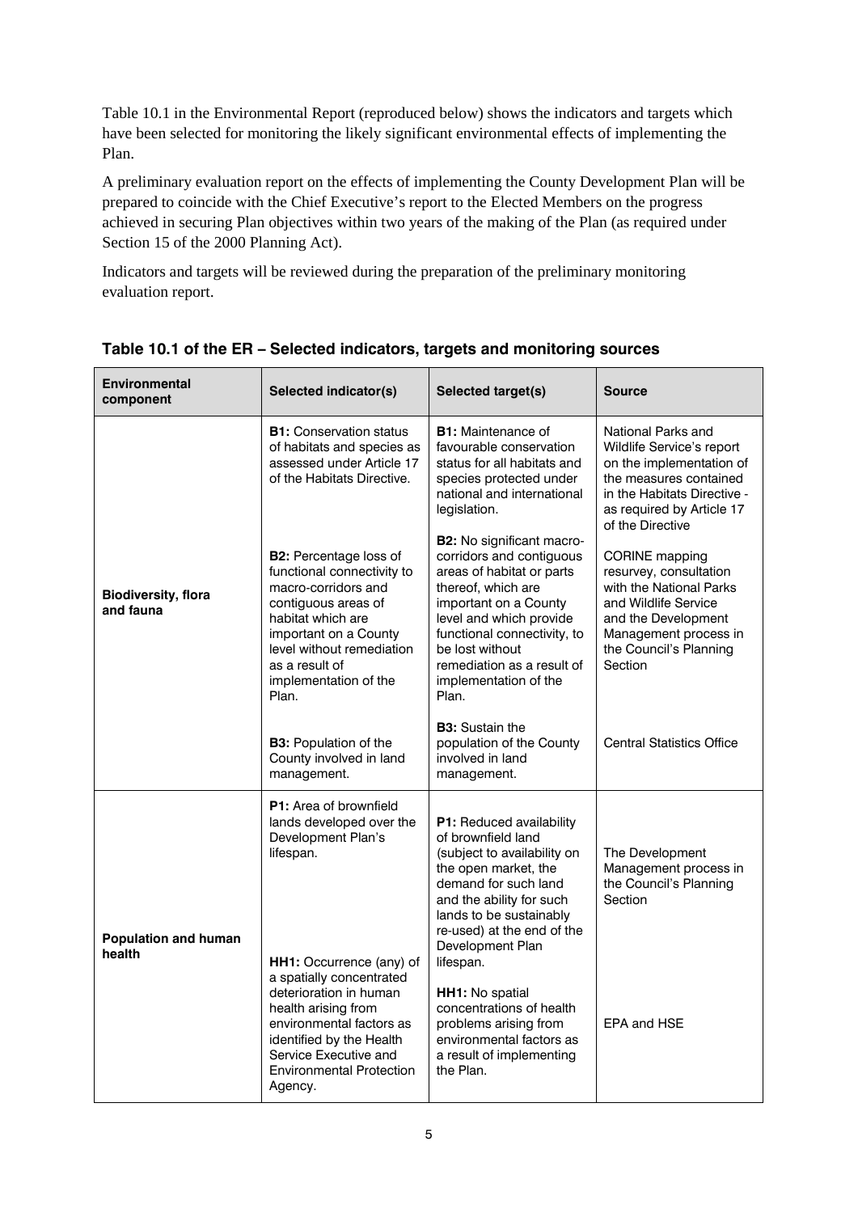Table 10.1 in the Environmental Report (reproduced below) shows the indicators and targets which have been selected for monitoring the likely significant environmental effects of implementing the Plan.

A preliminary evaluation report on the effects of implementing the County Development Plan will be prepared to coincide with the Chief Executive's report to the Elected Members on the progress achieved in securing Plan objectives within two years of the making of the Plan (as required under Section 15 of the 2000 Planning Act).

Indicators and targets will be reviewed during the preparation of the preliminary monitoring evaluation report.

**Table 10.1 of the ER – Selected indicators, targets and monitoring sources**

| Environmental component | Selected indicator(s) | Selected target(s) | Source |
|---|---|---|---|
| **Biodiversity, flora and fauna** | **B1:** Conservation status of habitats and species as assessed under Article 17 of the Habitats Directive. | **B1:** Maintenance of favourable conservation status for all habitats and species protected under national and international legislation. | National Parks and Wildlife Service's report on the implementation of the measures contained in the Habitats Directive - as required by Article 17 of the Directive |
| | **B2:** Percentage loss of functional connectivity to macro-corridors and contiguous areas of habitat which are important on a County level without remediation as a result of implementation of the Plan. | **B2:** No significant macro-corridors and contiguous areas of habitat or parts thereof, which are important on a County level and which provide functional connectivity, to be lost without remediation as a result of implementation of the Plan. | CORINE mapping resurvey, consultation with the National Parks and Wildlife Service and the Development Management process in the Council's Planning Section |
| | **B3:** Population of the County involved in land management. | **B3:** Sustain the population of the County involved in land management. | Central Statistics Office |
| **Population and human health** | **P1:** Area of brownfield lands developed over the Development Plan's lifespan. | **P1:** Reduced availability of brownfield land (subject to availability on the open market, the demand for such land and the ability for such lands to be sustainably re-used) at the end of the Development Plan lifespan. | The Development Management process in the Council's Planning Section |
| | **HH1:** Occurrence (any) of a spatially concentrated deterioration in human health arising from environmental factors as identified by the Health Service Executive and Environmental Protection Agency. | **HH1:** No spatial concentrations of health problems arising from environmental factors as a result of implementing the Plan. | EPA and HSE |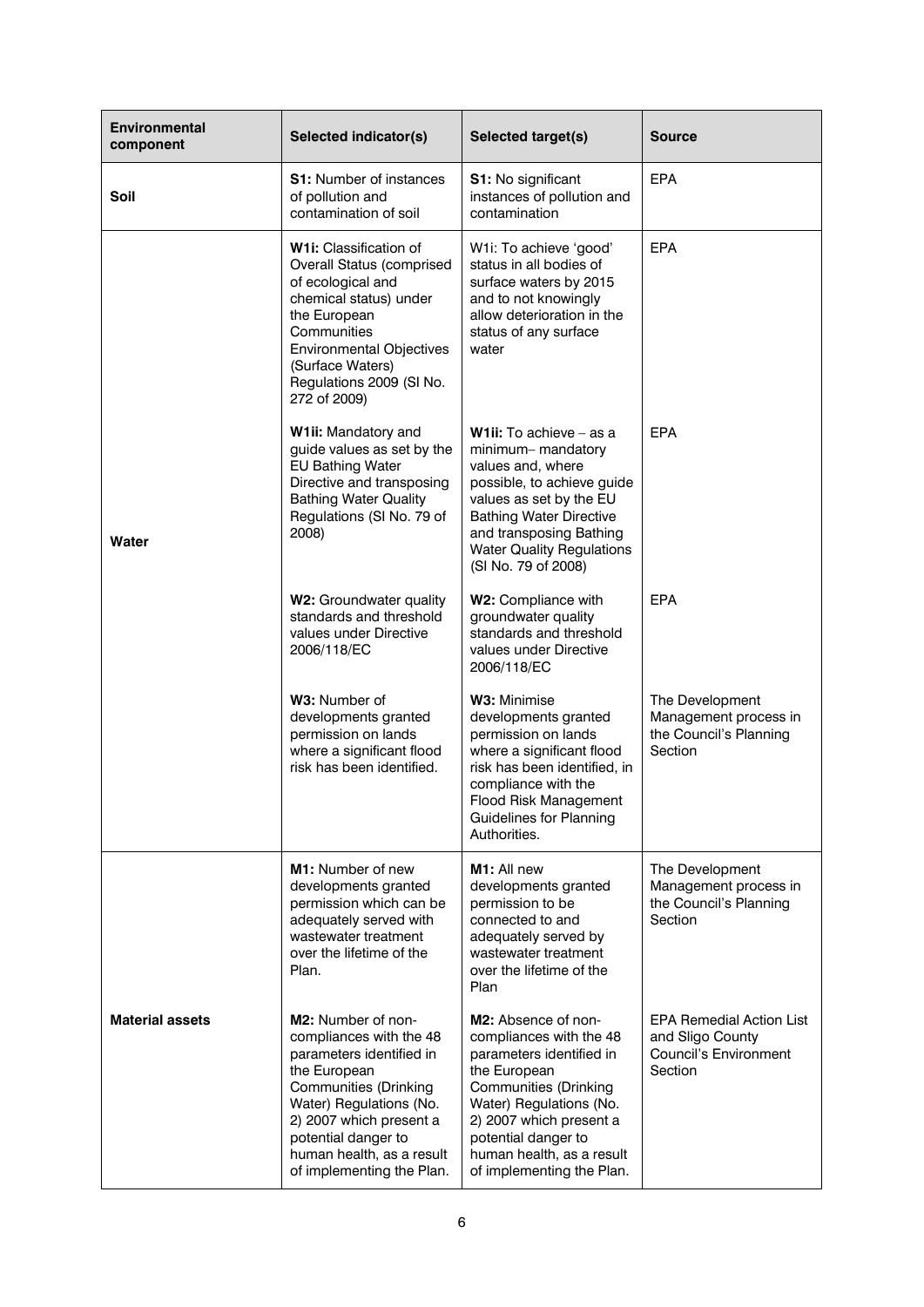| Environmental component | Selected indicator(s) | Selected target(s) | Source |
|---|---|---|---|
| **Soil** | **S1:** Number of instances of pollution and contamination of soil | **S1:** No significant instances of pollution and contamination | EPA |
| **Water** | **W1i:** Classification of Overall Status (comprised of ecological and chemical status) under the European Communities Environmental Objectives (Surface Waters) Regulations 2009 (SI No. 272 of 2009) | W1i: To achieve 'good' status in all bodies of surface waters by 2015 and to not knowingly allow deterioration in the status of any surface water | EPA |
| | **W1ii:** Mandatory and guide values as set by the EU Bathing Water Directive and transposing Bathing Water Quality Regulations (SI No. 79 of 2008) | **W1ii:** To achieve – as a minimum– mandatory values and, where possible, to achieve guide values as set by the EU Bathing Water Directive and transposing Bathing Water Quality Regulations (SI No. 79 of 2008) | EPA |
| | **W2:** Groundwater quality standards and threshold values under Directive 2006/118/EC | **W2:** Compliance with groundwater quality standards and threshold values under Directive 2006/118/EC | EPA |
| | **W3:** Number of developments granted permission on lands where a significant flood risk has been identified. | **W3:** Minimise developments granted permission on lands where a significant flood risk has been identified, in compliance with the Flood Risk Management Guidelines for Planning Authorities. | The Development Management process in the Council's Planning Section |
| **Material assets** | **M1:** Number of new developments granted permission which can be adequately served with wastewater treatment over the lifetime of the Plan. | **M1:** All new developments granted permission to be connected to and adequately served by wastewater treatment over the lifetime of the Plan | The Development Management process in the Council's Planning Section |
| | **M2:** Number of non-compliances with the 48 parameters identified in the European Communities (Drinking Water) Regulations (No. 2) 2007 which present a potential danger to human health, as a result of implementing the Plan. | **M2:** Absence of non-compliances with the 48 parameters identified in the European Communities (Drinking Water) Regulations (No. 2) 2007 which present a potential danger to human health, as a result of implementing the Plan. | EPA Remedial Action List and Sligo County Council's Environment Section |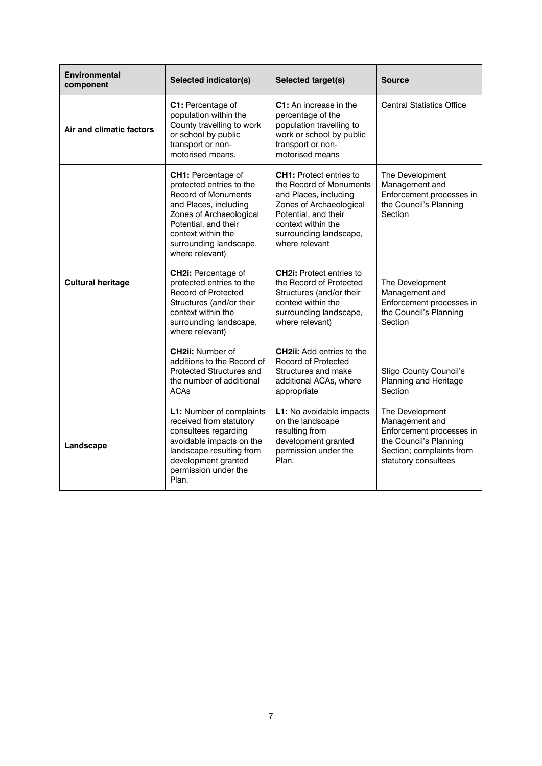| Environmental component | Selected indicator(s) | Selected target(s) | Source |
|---|---|---|---|
| **Air and climatic factors** | **C1:** Percentage of population within the County travelling to work or school by public transport or non-motorised means. | **C1:** An increase in the percentage of the population travelling to work or school by public transport or non-motorised means | Central Statistics Office |
| **Cultural heritage** | **CH1:** Percentage of protected entries to the Record of Monuments and Places, including Zones of Archaeological Potential, and their context within the surrounding landscape, where relevant) | **CH1:** Protect entries to the Record of Monuments and Places, including Zones of Archaeological Potential, and their context within the surrounding landscape, where relevant | The Development Management and Enforcement processes in the Council's Planning Section |
| | **CH2i:** Percentage of protected entries to the Record of Protected Structures (and/or their context within the surrounding landscape, where relevant) | **CH2i:** Protect entries to the Record of Protected Structures (and/or their context within the surrounding landscape, where relevant) | The Development Management and Enforcement processes in the Council's Planning Section |
| | **CH2ii:** Number of additions to the Record of Protected Structures and the number of additional ACAs | **CH2ii:** Add entries to the Record of Protected Structures and make additional ACAs, where appropriate | Sligo County Council's Planning and Heritage Section |
| **Landscape** | **L1:** Number of complaints received from statutory consultees regarding avoidable impacts on the landscape resulting from development granted permission under the Plan. | **L1:** No avoidable impacts on the landscape resulting from development granted permission under the Plan. | The Development Management and Enforcement processes in the Council's Planning Section; complaints from statutory consultees |